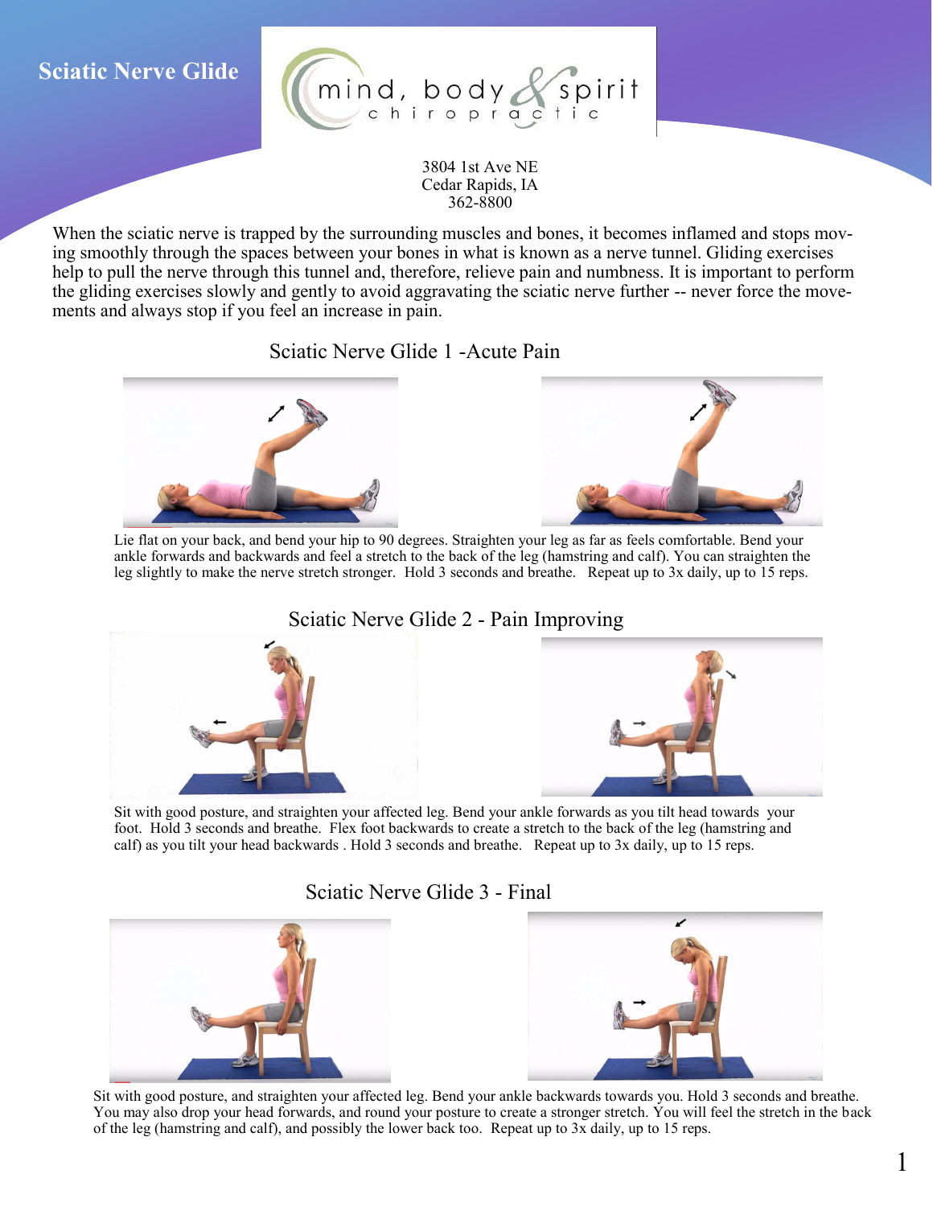# Sciatic Nerve Glide

mind, body & spirit chiropractic

3804 1st Ave NE
Cedar Rapids, IA
362-8800

When the sciatic nerve is trapped by the surrounding muscles and bones, it becomes inflamed and stops moving smoothly through the spaces between your bones in what is known as a nerve tunnel. Gliding exercises help to pull the nerve through this tunnel and, therefore, relieve pain and numbness. It is important to perform the gliding exercises slowly and gently to avoid aggravating the sciatic nerve further -- never force the movements and always stop if you feel an increase in pain.

## Sciatic Nerve Glide 1 -Acute Pain

Lie flat on your back, and bend your hip to 90 degrees. Straighten your leg as far as feels comfortable. Bend your ankle forwards and backwards and feel a stretch to the back of the leg (hamstring and calf). You can straighten the leg slightly to make the nerve stretch stronger. Hold 3 seconds and breathe. Repeat up to 3x daily, up to 15 reps.

## Sciatic Nerve Glide 2 - Pain Improving

Sit with good posture, and straighten your affected leg. Bend your ankle forwards as you tilt head towards your foot. Hold 3 seconds and breathe. Flex foot backwards to create a stretch to the back of the leg (hamstring and calf) as you tilt your head backwards . Hold 3 seconds and breathe. Repeat up to 3x daily, up to 15 reps.

## Sciatic Nerve Glide 3 - Final

Sit with good posture, and straighten your affected leg. Bend your ankle backwards towards you. Hold 3 seconds and breathe. You may also drop your head forwards, and round your posture to create a stronger stretch. You will feel the stretch in the back of the leg (hamstring and calf), and possibly the lower back too. Repeat up to 3x daily, up to 15 reps.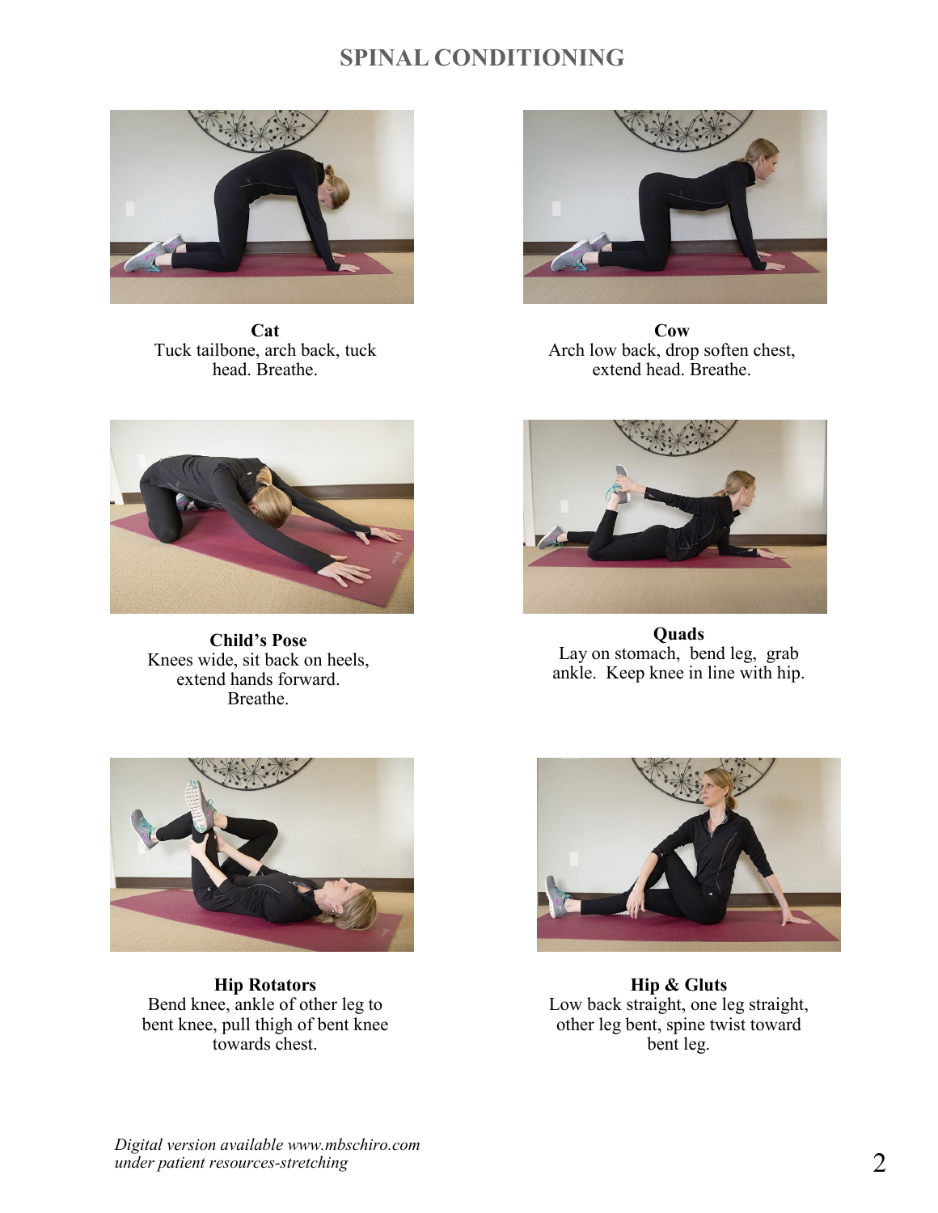# SPINAL CONDITIONING

**Cat**
Tuck tailbone, arch back, tuck head. Breathe.

**Cow**
Arch low back, drop soften chest, extend head. Breathe.

**Child's Pose**
Knees wide, sit back on heels, extend hands forward. Breathe.

**Quads**
Lay on stomach, bend leg, grab ankle. Keep knee in line with hip.

**Hip Rotators**
Bend knee, ankle of other leg to bent knee, pull thigh of bent knee towards chest.

**Hip & Gluts**
Low back straight, one leg straight, other leg bent, spine twist toward bent leg.

*Digital version available www.mbschiro.com under patient resources-stretching*